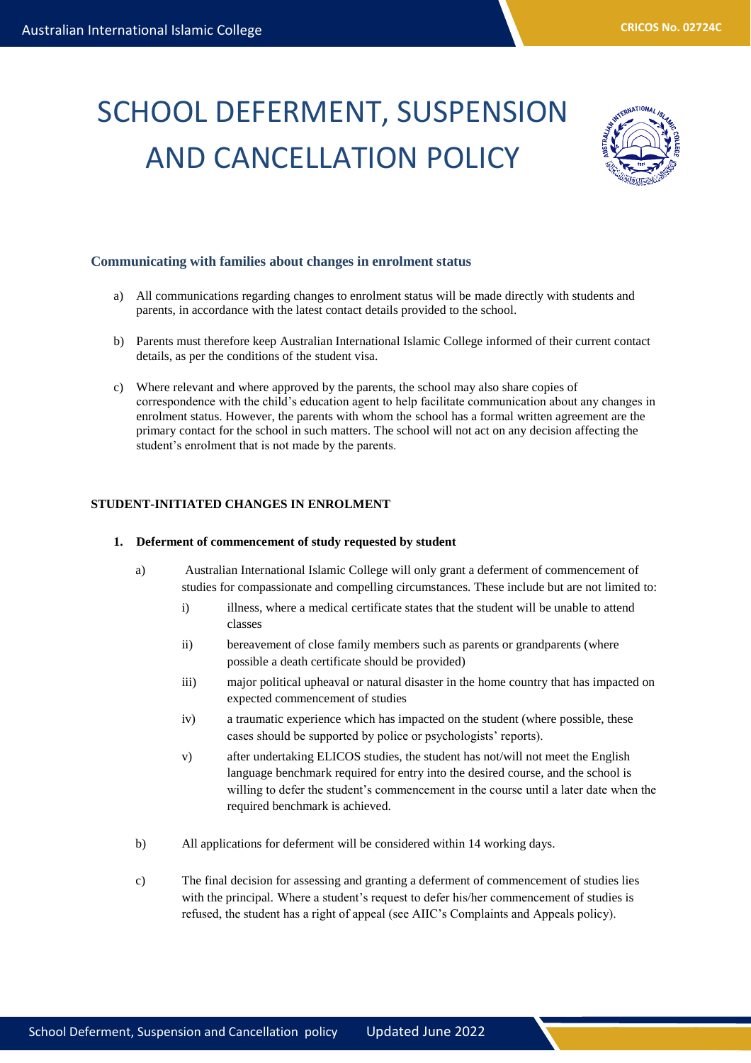# SCHOOL DEFERMENT, SUSPENSION AND CANCELLATION POLICY

### Communicating with families about changes in enrolment status

a) All communications regarding changes to enrolment status will be made directly with students and parents, in accordance with the latest contact details provided to the school.

b) Parents must therefore keep Australian International Islamic College informed of their current contact details, as per the conditions of the student visa.

c) Where relevant and where approved by the parents, the school may also share copies of correspondence with the child's education agent to help facilitate communication about any changes in enrolment status. However, the parents with whom the school has a formal written agreement are the primary contact for the school in such matters. The school will not act on any decision affecting the student's enrolment that is not made by the parents.

## STUDENT-INITIATED CHANGES IN ENROLMENT

### 1. Deferment of commencement of study requested by student

a) Australian International Islamic College will only grant a deferment of commencement of studies for compassionate and compelling circumstances. These include but are not limited to:

   i) illness, where a medical certificate states that the student will be unable to attend classes

   ii) bereavement of close family members such as parents or grandparents (where possible a death certificate should be provided)

   iii) major political upheaval or natural disaster in the home country that has impacted on expected commencement of studies

   iv) a traumatic experience which has impacted on the student (where possible, these cases should be supported by police or psychologists' reports).

   v) after undertaking ELICOS studies, the student has not/will not meet the English language benchmark required for entry into the desired course, and the school is willing to defer the student's commencement in the course until a later date when the required benchmark is achieved.

b) All applications for deferment will be considered within 14 working days.

c) The final decision for assessing and granting a deferment of commencement of studies lies with the principal. Where a student's request to defer his/her commencement of studies is refused, the student has a right of appeal (see AIIC's Complaints and Appeals policy).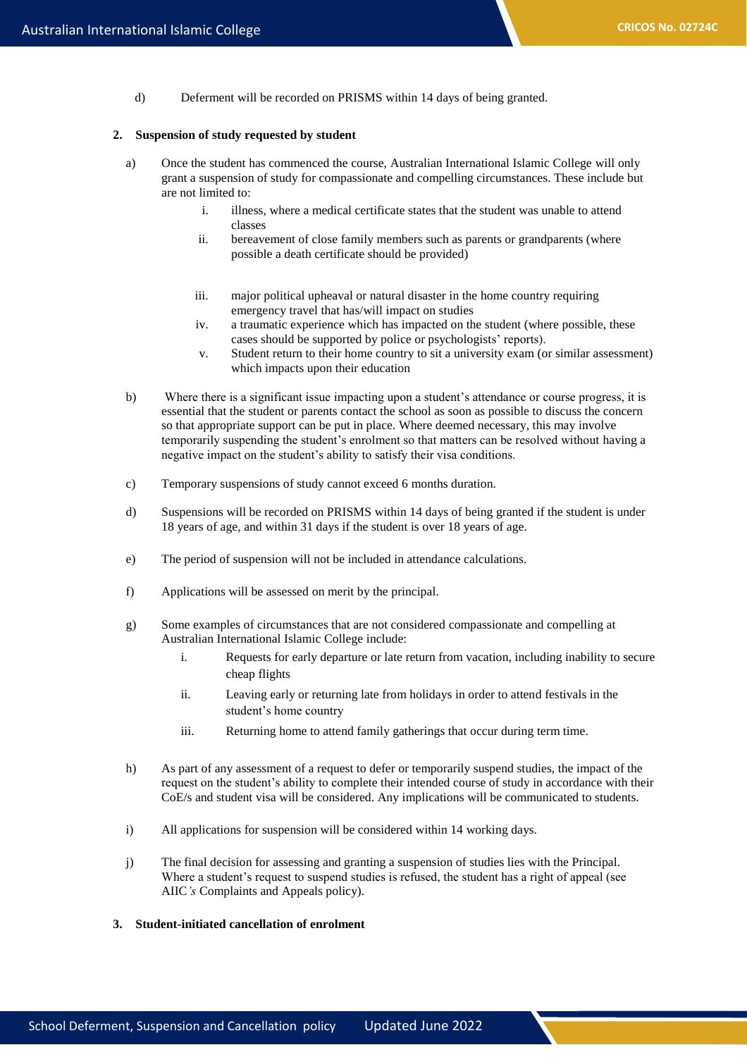d) Deferment will be recorded on PRISMS within 14 days of being granted.

**2. Suspension of study requested by student**

a) Once the student has commenced the course, Australian International Islamic College will only grant a suspension of study for compassionate and compelling circumstances. These include but are not limited to:

   i. illness, where a medical certificate states that the student was unable to attend classes
   
   ii. bereavement of close family members such as parents or grandparents (where possible a death certificate should be provided)
   
   iii. major political upheaval or natural disaster in the home country requiring emergency travel that has/will impact on studies
   
   iv. a traumatic experience which has impacted on the student (where possible, these cases should be supported by police or psychologists' reports).
   
   v. Student return to their home country to sit a university exam (or similar assessment) which impacts upon their education

b) Where there is a significant issue impacting upon a student's attendance or course progress, it is essential that the student or parents contact the school as soon as possible to discuss the concern so that appropriate support can be put in place. Where deemed necessary, this may involve temporarily suspending the student's enrolment so that matters can be resolved without having a negative impact on the student's ability to satisfy their visa conditions.

c) Temporary suspensions of study cannot exceed 6 months duration.

d) Suspensions will be recorded on PRISMS within 14 days of being granted if the student is under 18 years of age, and within 31 days if the student is over 18 years of age.

e) The period of suspension will not be included in attendance calculations.

f) Applications will be assessed on merit by the principal.

g) Some examples of circumstances that are not considered compassionate and compelling at Australian International Islamic College include:

   i. Requests for early departure or late return from vacation, including inability to secure cheap flights
   
   ii. Leaving early or returning late from holidays in order to attend festivals in the student's home country
   
   iii. Returning home to attend family gatherings that occur during term time.

h) As part of any assessment of a request to defer or temporarily suspend studies, the impact of the request on the student's ability to complete their intended course of study in accordance with their CoE/s and student visa will be considered. Any implications will be communicated to students.

i) All applications for suspension will be considered within 14 working days.

j) The final decision for assessing and granting a suspension of studies lies with the Principal. Where a student's request to suspend studies is refused, the student has a right of appeal (see AIIC*'s* Complaints and Appeals policy).

**3. Student-initiated cancellation of enrolment**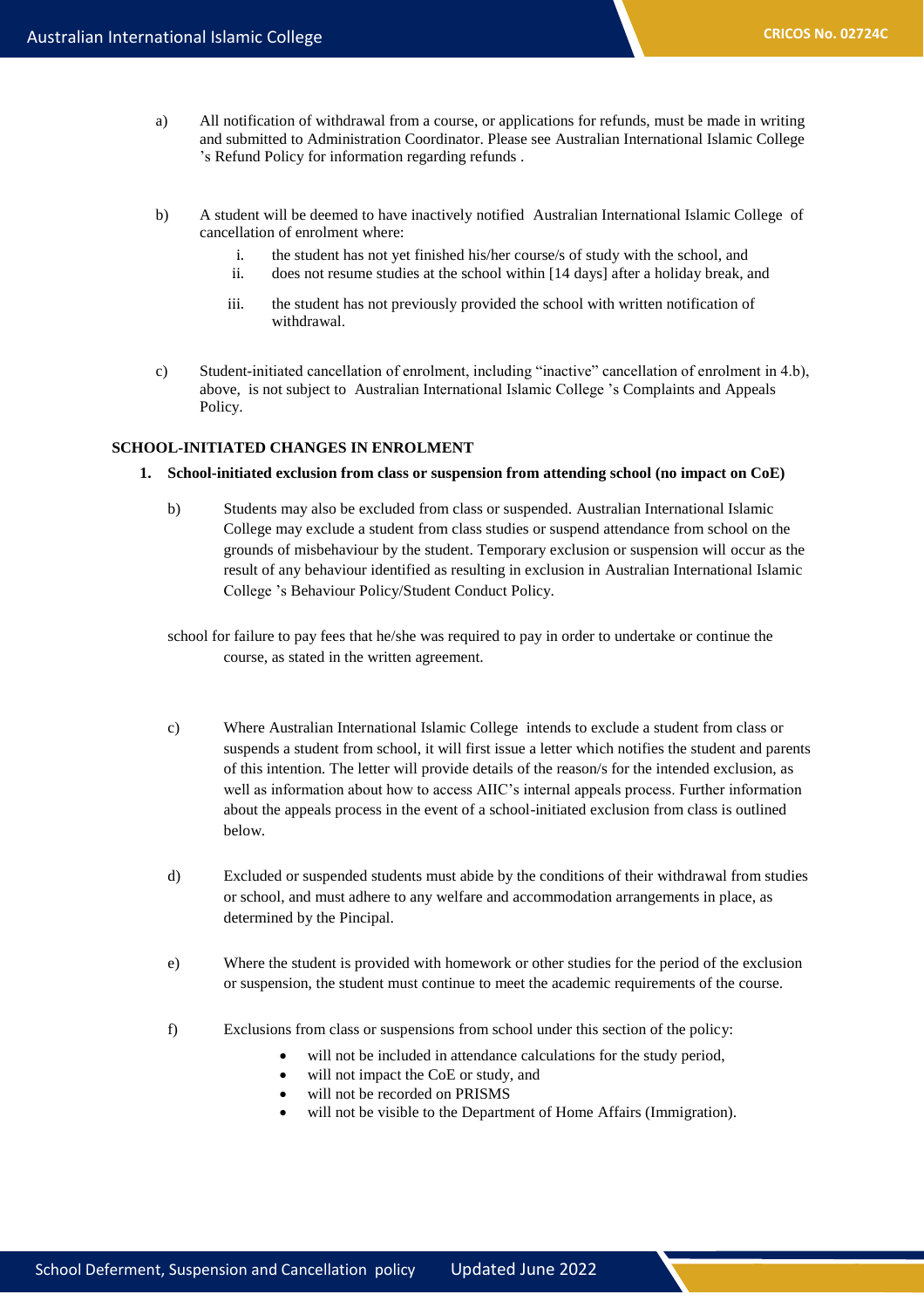a) All notification of withdrawal from a course, or applications for refunds, must be made in writing and submitted to Administration Coordinator. Please see Australian International Islamic College 's Refund Policy for information regarding refunds .

b) A student will be deemed to have inactively notified Australian International Islamic College of cancellation of enrolment where:

   i. the student has not yet finished his/her course/s of study with the school, and
   ii. does not resume studies at the school within [14 days] after a holiday break, and
   iii. the student has not previously provided the school with written notification of withdrawal.

c) Student-initiated cancellation of enrolment, including "inactive" cancellation of enrolment in 4.b), above, is not subject to Australian International Islamic College 's Complaints and Appeals Policy.

**SCHOOL-INITIATED CHANGES IN ENROLMENT**

**1. School-initiated exclusion from class or suspension from attending school (no impact on CoE)**

b) Students may also be excluded from class or suspended. Australian International Islamic College may exclude a student from class studies or suspend attendance from school on the grounds of misbehaviour by the student. Temporary exclusion or suspension will occur as the result of any behaviour identified as resulting in exclusion in Australian International Islamic College 's Behaviour Policy/Student Conduct Policy.

school for failure to pay fees that he/she was required to pay in order to undertake or continue the course, as stated in the written agreement.

c) Where Australian International Islamic College intends to exclude a student from class or suspends a student from school, it will first issue a letter which notifies the student and parents of this intention. The letter will provide details of the reason/s for the intended exclusion, as well as information about how to access AIIC's internal appeals process. Further information about the appeals process in the event of a school-initiated exclusion from class is outlined below.

d) Excluded or suspended students must abide by the conditions of their withdrawal from studies or school, and must adhere to any welfare and accommodation arrangements in place, as determined by the Pincipal.

e) Where the student is provided with homework or other studies for the period of the exclusion or suspension, the student must continue to meet the academic requirements of the course.

f) Exclusions from class or suspensions from school under this section of the policy:

- will not be included in attendance calculations for the study period,
- will not impact the CoE or study, and
- will not be recorded on PRISMS
- will not be visible to the Department of Home Affairs (Immigration).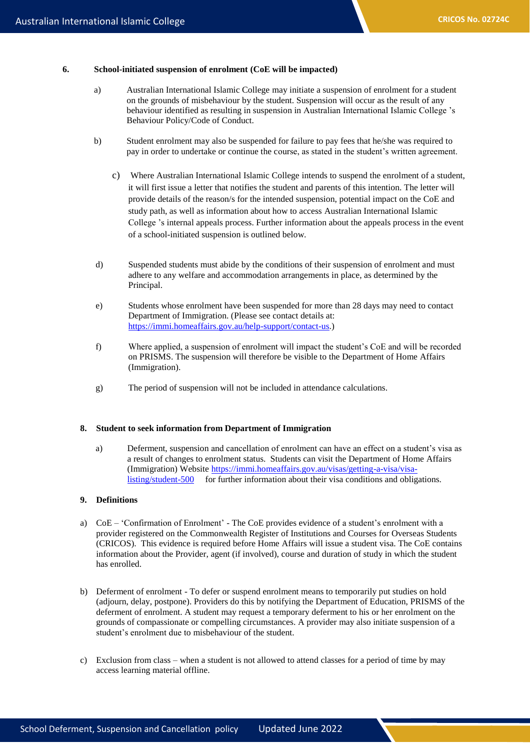## 6. School-initiated suspension of enrolment (CoE will be impacted)

a) Australian International Islamic College may initiate a suspension of enrolment for a student on the grounds of misbehaviour by the student. Suspension will occur as the result of any behaviour identified as resulting in suspension in Australian International Islamic College 's Behaviour Policy/Code of Conduct.

b) Student enrolment may also be suspended for failure to pay fees that he/she was required to pay in order to undertake or continue the course, as stated in the student's written agreement.

c) Where Australian International Islamic College intends to suspend the enrolment of a student, it will first issue a letter that notifies the student and parents of this intention. The letter will provide details of the reason/s for the intended suspension, potential impact on the CoE and study path, as well as information about how to access Australian International Islamic College 's internal appeals process. Further information about the appeals process in the event of a school-initiated suspension is outlined below.

d) Suspended students must abide by the conditions of their suspension of enrolment and must adhere to any welfare and accommodation arrangements in place, as determined by the Principal.

e) Students whose enrolment have been suspended for more than 28 days may need to contact Department of Immigration. (Please see contact details at: [https://immi.homeaffairs.gov.au/help-support/contact-us](https://immi.homeaffairs.gov.au/help-support/contact-us).)

f) Where applied, a suspension of enrolment will impact the student's CoE and will be recorded on PRISMS. The suspension will therefore be visible to the Department of Home Affairs (Immigration).

g) The period of suspension will not be included in attendance calculations.

## 8. Student to seek information from Department of Immigration

a) Deferment, suspension and cancellation of enrolment can have an effect on a student's visa as a result of changes to enrolment status. Students can visit the Department of Home Affairs (Immigration) Website [https://immi.homeaffairs.gov.au/visas/getting-a-visa/visa-listing/student-500](https://immi.homeaffairs.gov.au/visas/getting-a-visa/visa-listing/student-500) for further information about their visa conditions and obligations.

## 9. Definitions

a) CoE – 'Confirmation of Enrolment' - The CoE provides evidence of a student's enrolment with a provider registered on the Commonwealth Register of Institutions and Courses for Overseas Students (CRICOS). This evidence is required before Home Affairs will issue a student visa. The CoE contains information about the Provider, agent (if involved), course and duration of study in which the student has enrolled.

b) Deferment of enrolment - To defer or suspend enrolment means to temporarily put studies on hold (adjourn, delay, postpone). Providers do this by notifying the Department of Education, PRISMS of the deferment of enrolment. A student may request a temporary deferment to his or her enrolment on the grounds of compassionate or compelling circumstances. A provider may also initiate suspension of a student's enrolment due to misbehaviour of the student.

c) Exclusion from class – when a student is not allowed to attend classes for a period of time by may access learning material offline.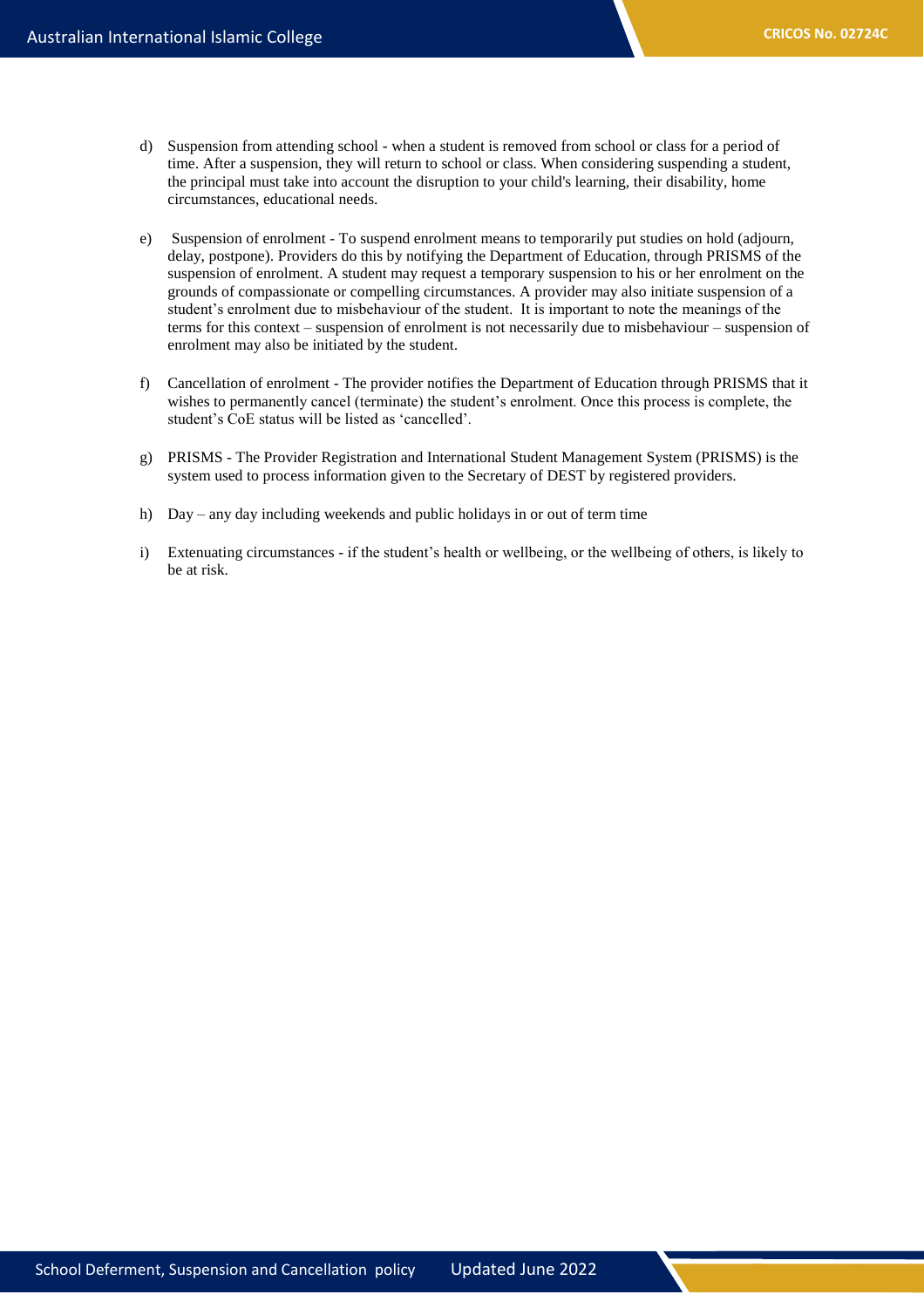d) Suspension from attending school - when a student is removed from school or class for a period of time. After a suspension, they will return to school or class. When considering suspending a student, the principal must take into account the disruption to your child's learning, their disability, home circumstances, educational needs.

e) Suspension of enrolment - To suspend enrolment means to temporarily put studies on hold (adjourn, delay, postpone). Providers do this by notifying the Department of Education, through PRISMS of the suspension of enrolment. A student may request a temporary suspension to his or her enrolment on the grounds of compassionate or compelling circumstances. A provider may also initiate suspension of a student's enrolment due to misbehaviour of the student. It is important to note the meanings of the terms for this context – suspension of enrolment is not necessarily due to misbehaviour – suspension of enrolment may also be initiated by the student.

f) Cancellation of enrolment - The provider notifies the Department of Education through PRISMS that it wishes to permanently cancel (terminate) the student's enrolment. Once this process is complete, the student's CoE status will be listed as 'cancelled'.

g) PRISMS - The Provider Registration and International Student Management System (PRISMS) is the system used to process information given to the Secretary of DEST by registered providers.

h) Day – any day including weekends and public holidays in or out of term time

i) Extenuating circumstances - if the student's health or wellbeing, or the wellbeing of others, is likely to be at risk.